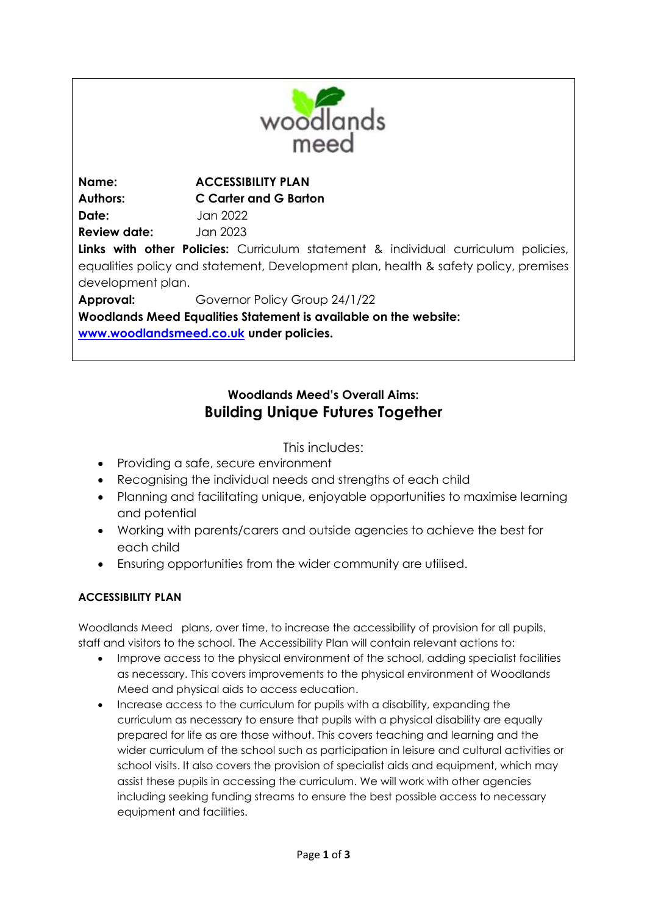woodlands meed

**Name:** **ACCESSIBILITY PLAN**
**Authors:** **C Carter and G Barton**
**Date:** Jan 2022
**Review date:** Jan 2023
**Links with other Policies:** Curriculum statement & individual curriculum policies, equalities policy and statement, Development plan, health & safety policy, premises development plan.
**Approval:** Governor Policy Group 24/1/22
**Woodlands Meed Equalities Statement is available on the website: [www.woodlandsmeed.co.uk](www.woodlandsmeed.co.uk) under policies.**

## Woodlands Meed's Overall Aims:
## Building Unique Futures Together

This includes:

- Providing a safe, secure environment
- Recognising the individual needs and strengths of each child
- Planning and facilitating unique, enjoyable opportunities to maximise learning and potential
- Working with parents/carers and outside agencies to achieve the best for each child
- Ensuring opportunities from the wider community are utilised.

### ACCESSIBILITY PLAN

Woodlands Meed plans, over time, to increase the accessibility of provision for all pupils, staff and visitors to the school. The Accessibility Plan will contain relevant actions to:

- Improve access to the physical environment of the school, adding specialist facilities as necessary. This covers improvements to the physical environment of Woodlands Meed and physical aids to access education.
- Increase access to the curriculum for pupils with a disability, expanding the curriculum as necessary to ensure that pupils with a physical disability are equally prepared for life as are those without. This covers teaching and learning and the wider curriculum of the school such as participation in leisure and cultural activities or school visits. It also covers the provision of specialist aids and equipment, which may assist these pupils in accessing the curriculum. We will work with other agencies including seeking funding streams to ensure the best possible access to necessary equipment and facilities.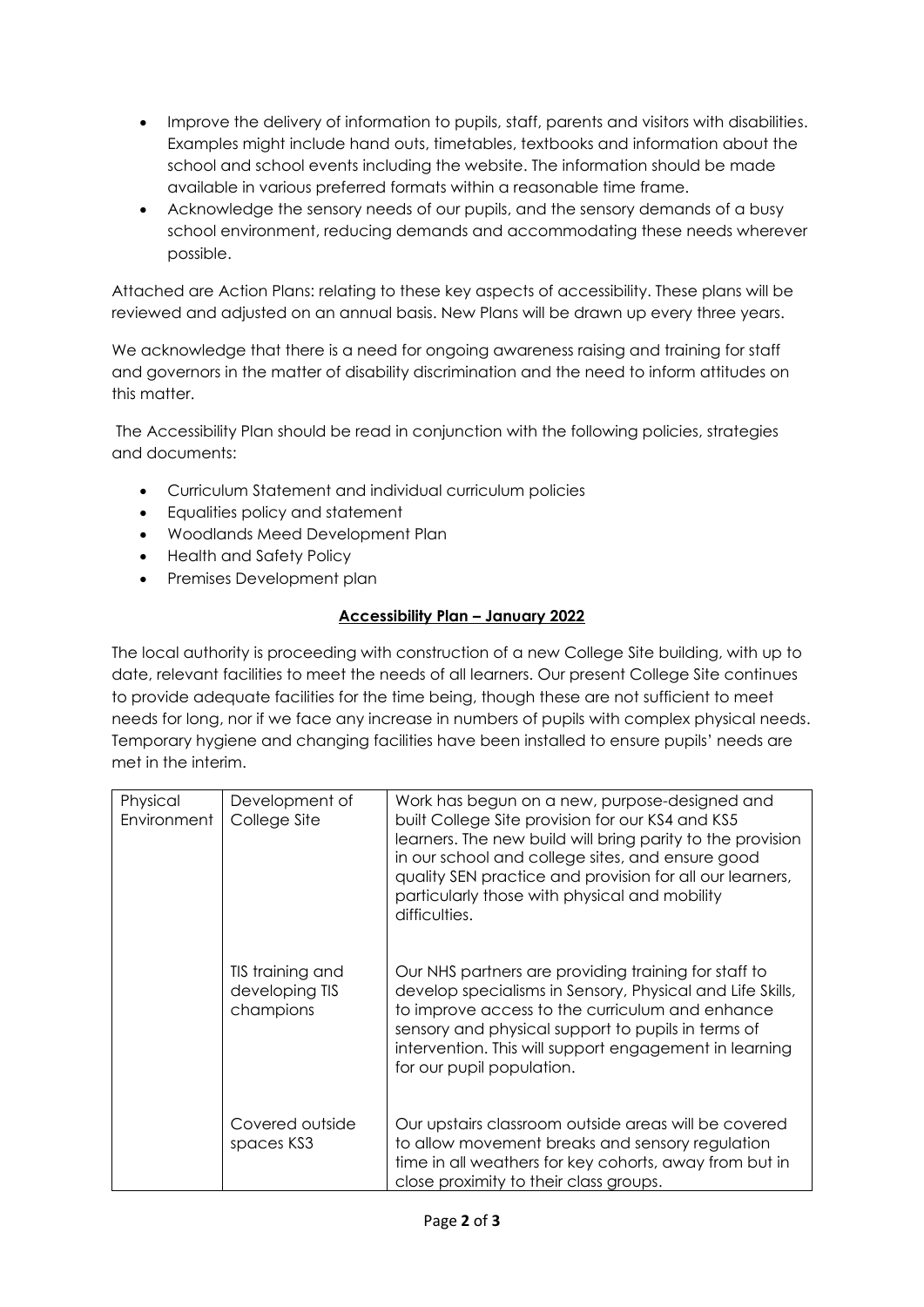- Improve the delivery of information to pupils, staff, parents and visitors with disabilities. Examples might include hand outs, timetables, textbooks and information about the school and school events including the website. The information should be made available in various preferred formats within a reasonable time frame.
- Acknowledge the sensory needs of our pupils, and the sensory demands of a busy school environment, reducing demands and accommodating these needs wherever possible.

Attached are Action Plans: relating to these key aspects of accessibility. These plans will be reviewed and adjusted on an annual basis. New Plans will be drawn up every three years.

We acknowledge that there is a need for ongoing awareness raising and training for staff and governors in the matter of disability discrimination and the need to inform attitudes on this matter.

The Accessibility Plan should be read in conjunction with the following policies, strategies and documents:

- Curriculum Statement and individual curriculum policies
- Equalities policy and statement
- Woodlands Meed Development Plan
- Health and Safety Policy
- Premises Development plan

## **Accessibility Plan – January 2022**

The local authority is proceeding with construction of a new College Site building, with up to date, relevant facilities to meet the needs of all learners. Our present College Site continues to provide adequate facilities for the time being, though these are not sufficient to meet needs for long, nor if we face any increase in numbers of pupils with complex physical needs. Temporary hygiene and changing facilities have been installed to ensure pupils' needs are met in the interim.

| | | |
|---|---|---|
| Physical Environment | Development of College Site | Work has begun on a new, purpose-designed and built College Site provision for our KS4 and KS5 learners. The new build will bring parity to the provision in our school and college sites, and ensure good quality SEN practice and provision for all our learners, particularly those with physical and mobility difficulties. |
| | TIS training and developing TIS champions | Our NHS partners are providing training for staff to develop specialisms in Sensory, Physical and Life Skills, to improve access to the curriculum and enhance sensory and physical support to pupils in terms of intervention. This will support engagement in learning for our pupil population. |
| | Covered outside spaces KS3 | Our upstairs classroom outside areas will be covered to allow movement breaks and sensory regulation time in all weathers for key cohorts, away from but in close proximity to their class groups. |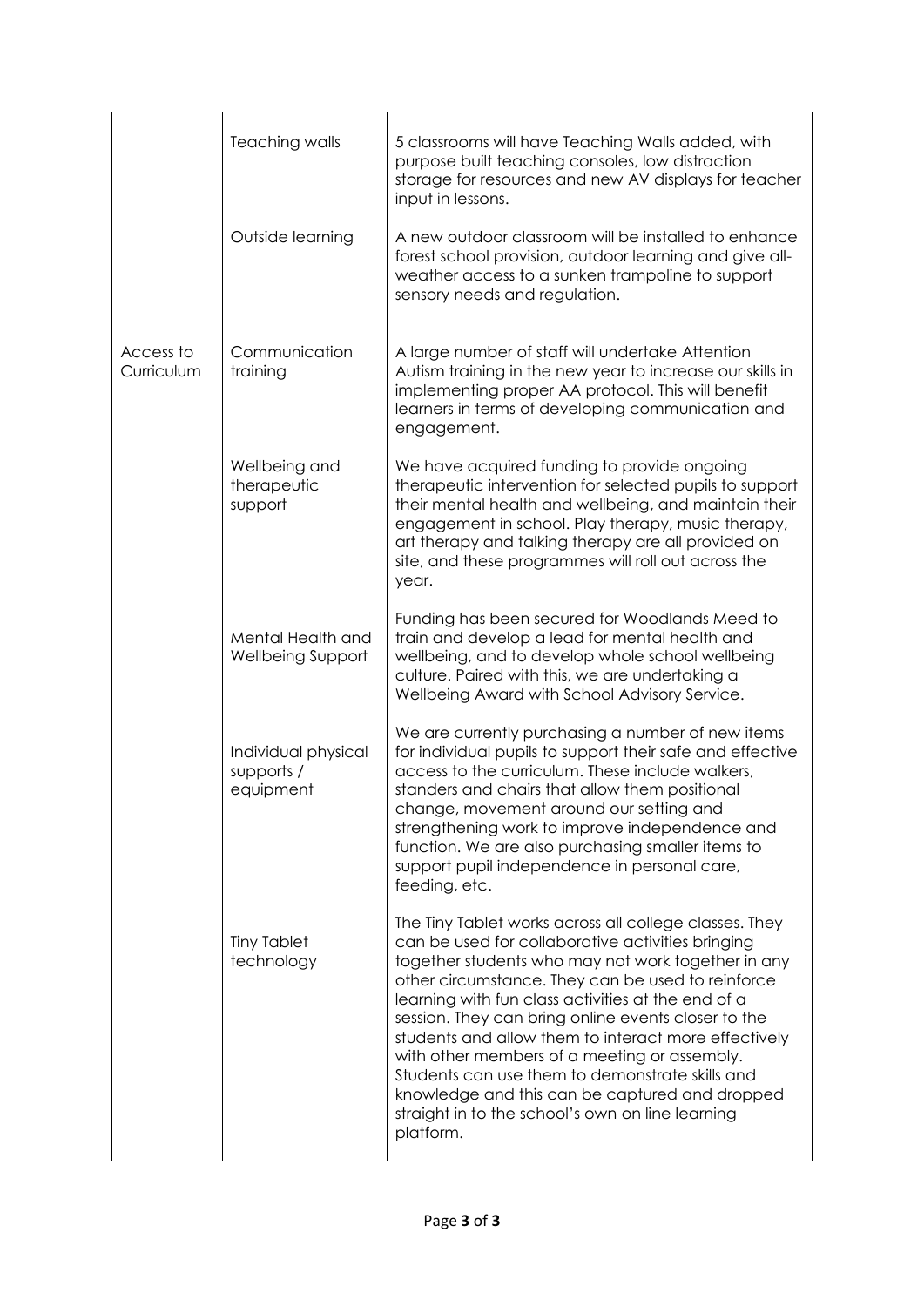| | | |
|---|---|---|
| | Teaching walls | 5 classrooms will have Teaching Walls added, with purpose built teaching consoles, low distraction storage for resources and new AV displays for teacher input in lessons. |
| | Outside learning | A new outdoor classroom will be installed to enhance forest school provision, outdoor learning and give all-weather access to a sunken trampoline to support sensory needs and regulation. |
| Access to Curriculum | Communication training | A large number of staff will undertake Attention Autism training in the new year to increase our skills in implementing proper AA protocol. This will benefit learners in terms of developing communication and engagement. |
| | Wellbeing and therapeutic support | We have acquired funding to provide ongoing therapeutic intervention for selected pupils to support their mental health and wellbeing, and maintain their engagement in school. Play therapy, music therapy, art therapy and talking therapy are all provided on site, and these programmes will roll out across the year. |
| | Mental Health and Wellbeing Support | Funding has been secured for Woodlands Meed to train and develop a lead for mental health and wellbeing, and to develop whole school wellbeing culture. Paired with this, we are undertaking a Wellbeing Award with School Advisory Service. |
| | Individual physical supports / equipment | We are currently purchasing a number of new items for individual pupils to support their safe and effective access to the curriculum. These include walkers, standers and chairs that allow them positional change, movement around our setting and strengthening work to improve independence and function. We are also purchasing smaller items to support pupil independence in personal care, feeding, etc. |
| | Tiny Tablet technology | The Tiny Tablet works across all college classes. They can be used for collaborative activities bringing together students who may not work together in any other circumstance. They can be used to reinforce learning with fun class activities at the end of a session. They can bring online events closer to the students and allow them to interact more effectively with other members of a meeting or assembly. Students can use them to demonstrate skills and knowledge and this can be captured and dropped straight in to the school's own on line learning platform. |